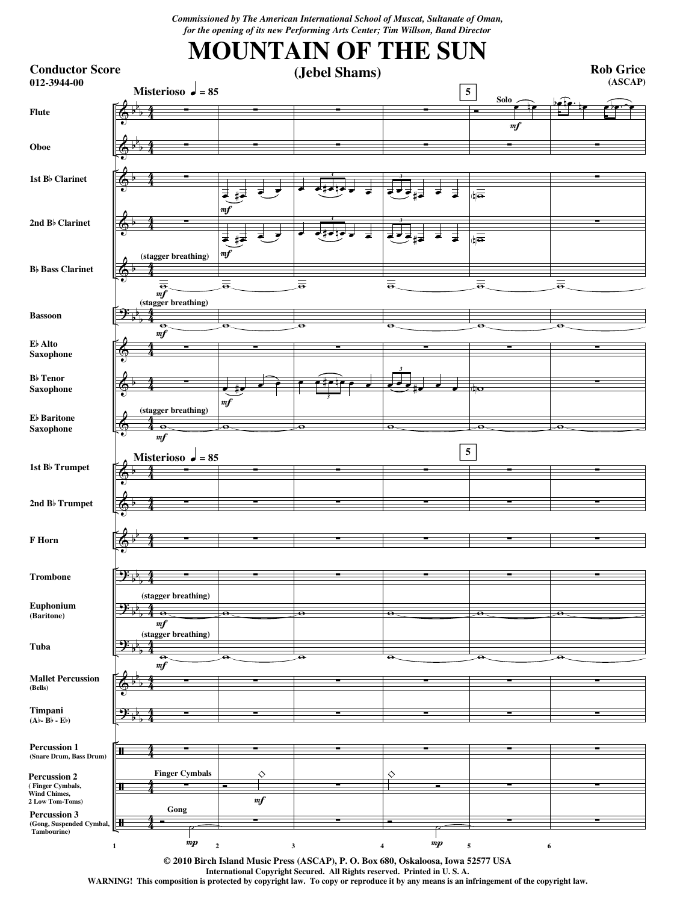*Commissioned by The American International School of Muscat, Sultanate of Oman,*
*for the opening of its new Performing Arts Center; Tim Willson, Band Director*

# MOUNTAIN OF THE SUN

## (Jebel Shams)

**Conductor Score**
**012-3944-00**

**Rob Grice**
**(ASCAP)**

**© 2010 Birch Island Music Press (ASCAP), P. O. Box 680, Oskaloosa, Iowa 52577 USA**
**International Copyright Secured. All Rights reserved. Printed in U. S. A.**
**WARNING! This composition is protected by copyright law. To copy or reproduce it by any means is an infringement of the copyright law.**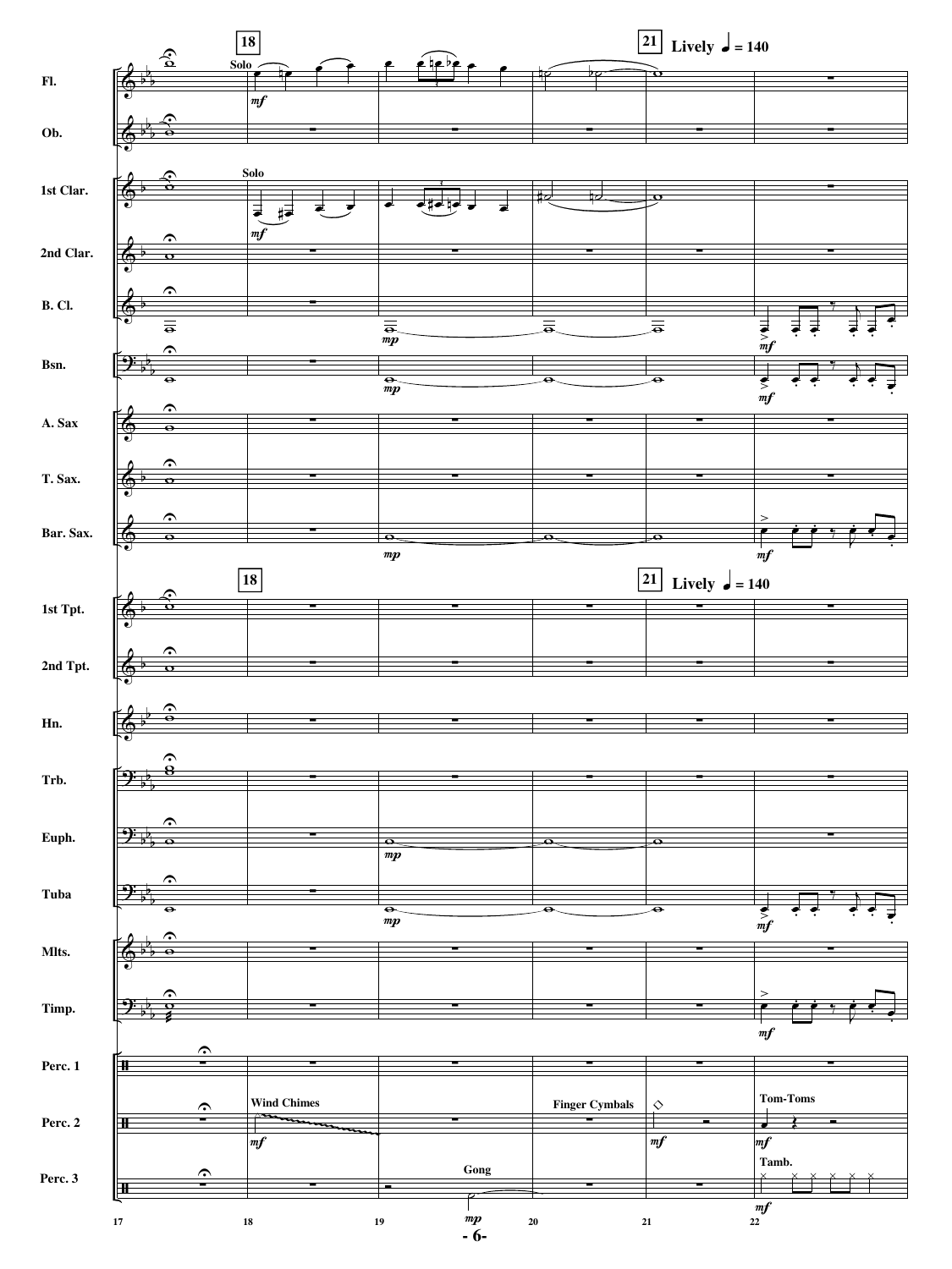**18** **21** Lively ♩ = 140

Fl. — Solo *mf*

Ob.

1st Clar. — Solo *mf*

2nd Clar.

B. Cl. — *mp* *mf*

Bsn. — *mp* *mf*

A. Sax

T. Sax.

Bar. Sax. — *mp* *mf*

**18** **21** Lively ♩ = 140

1st Tpt.

2nd Tpt.

Hn.

Trb.

Euph. — *mp*

Tuba — *mp* *mf*

Mlts.

Timp. — *mf*

Perc. 1

Perc. 2 — Wind Chimes *mf* — Finger Cymbals *mf* — Tom-Toms *mf*

Perc. 3 — Gong *mp* — Tamb. *mf*

17 18 19 20 21 22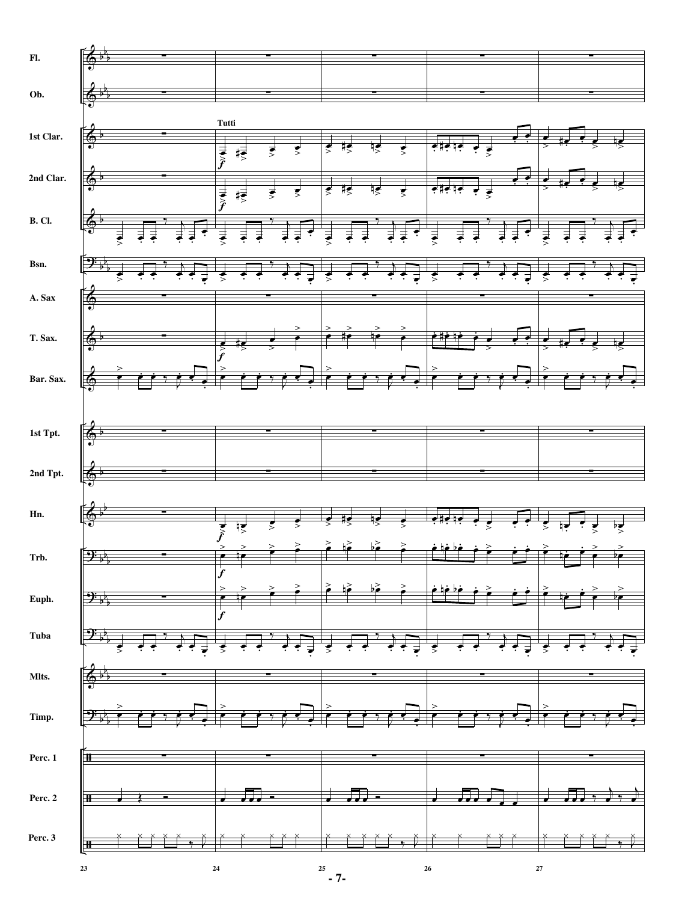Fl.

Ob.

1st Clar.

2nd Clar.

B. Cl.

Bsn.

A. Sax

T. Sax.

Bar. Sax.

1st Tpt.

2nd Tpt.

Hn.

Trb.

Euph.

Tuba

Mlts.

Timp.

Perc. 1

Perc. 2

Perc. 3

Tutti

*f*

23 24 25 26 27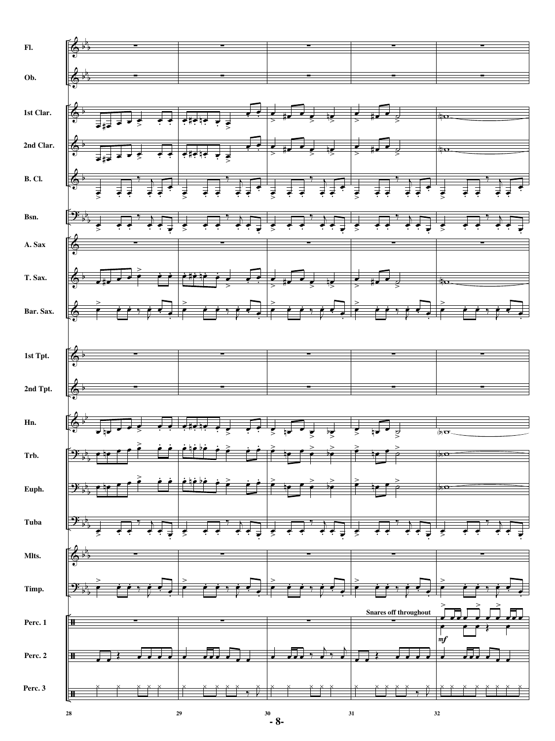Fl.

Ob.

1st Clar.

2nd Clar.

B. Cl.

Bsn.

A. Sax

T. Sax.

Bar. Sax.

1st Tpt.

2nd Tpt.

Hn.

Trb.

Euph.

Tuba

Mlts.

Timp.

Perc. 1

Perc. 2

Perc. 3

**Snares off throughout**

*mf*

28 29 30 31 32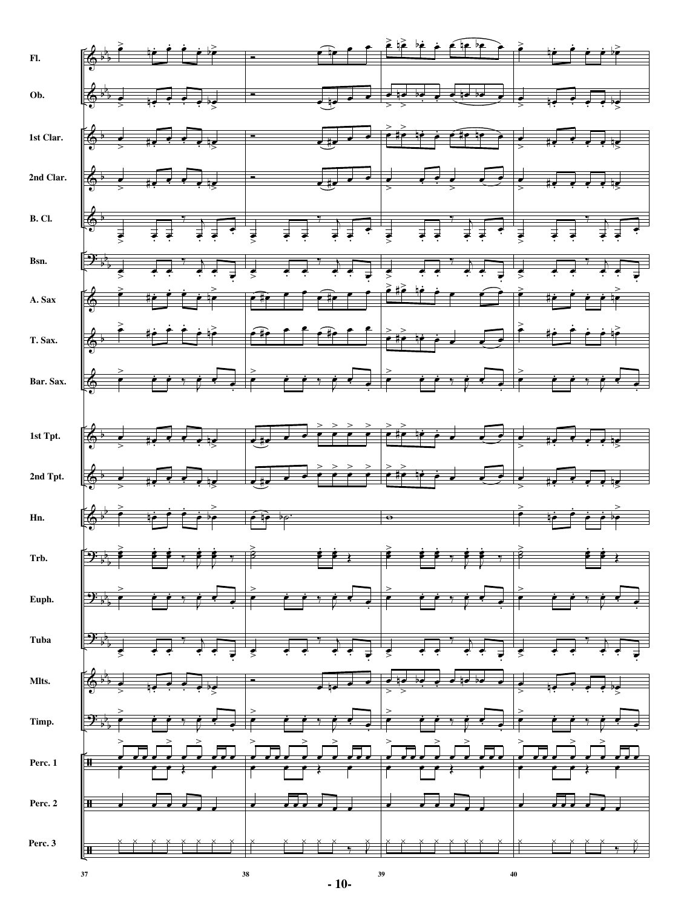Fl.

Ob.

1st Clar.

2nd Clar.

B. Cl.

Bsn.

A. Sax

T. Sax.

Bar. Sax.

1st Tpt.

2nd Tpt.

Hn.

Trb.

Euph.

Tuba

Mlts.

Timp.

Perc. 1

Perc. 2

Perc. 3

37 38 39 40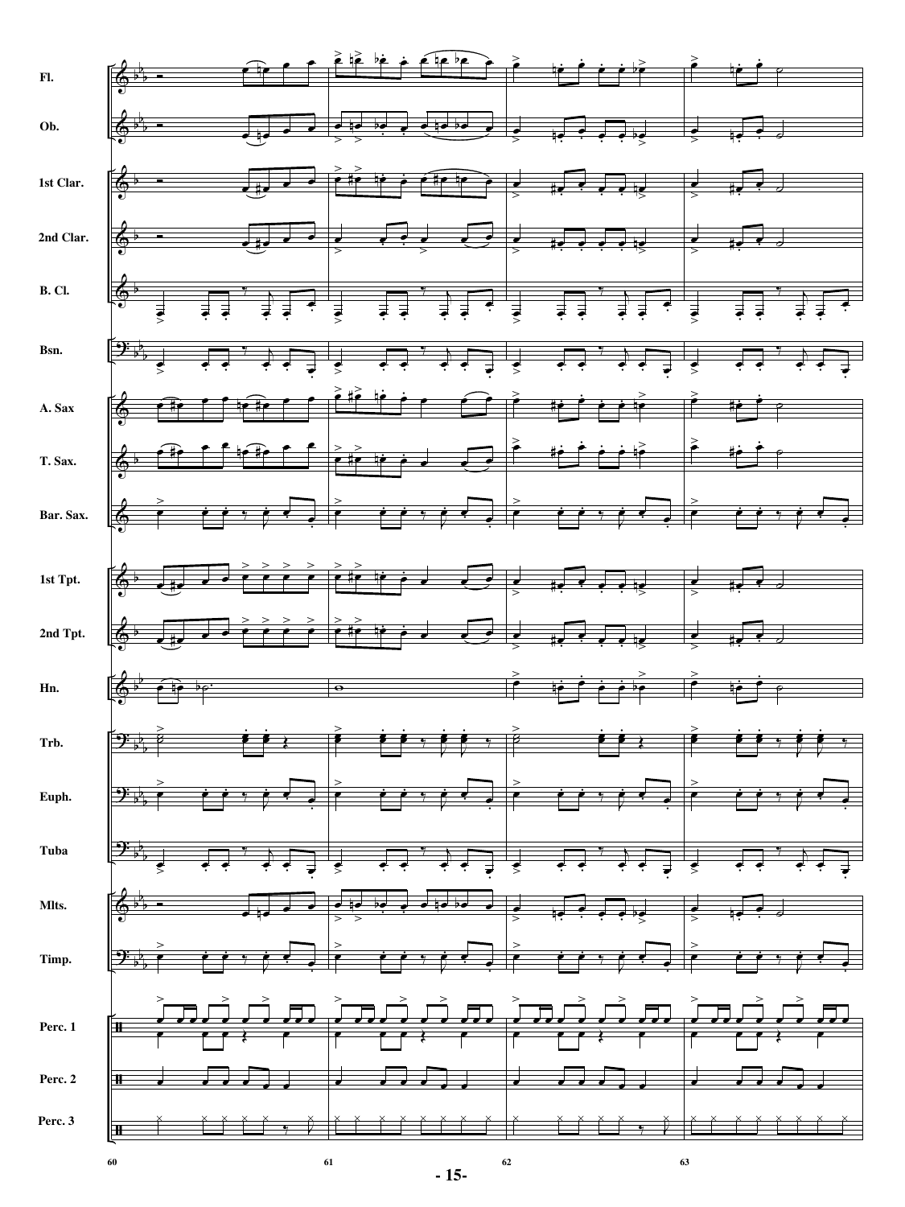Fl.

Ob.

1st Clar.

2nd Clar.

B. Cl.

Bsn.

A. Sax

T. Sax.

Bar. Sax.

1st Tpt.

2nd Tpt.

Hn.

Trb.

Euph.

Tuba

Mlts.

Timp.

Perc. 1

Perc. 2

Perc. 3

60 61 62 63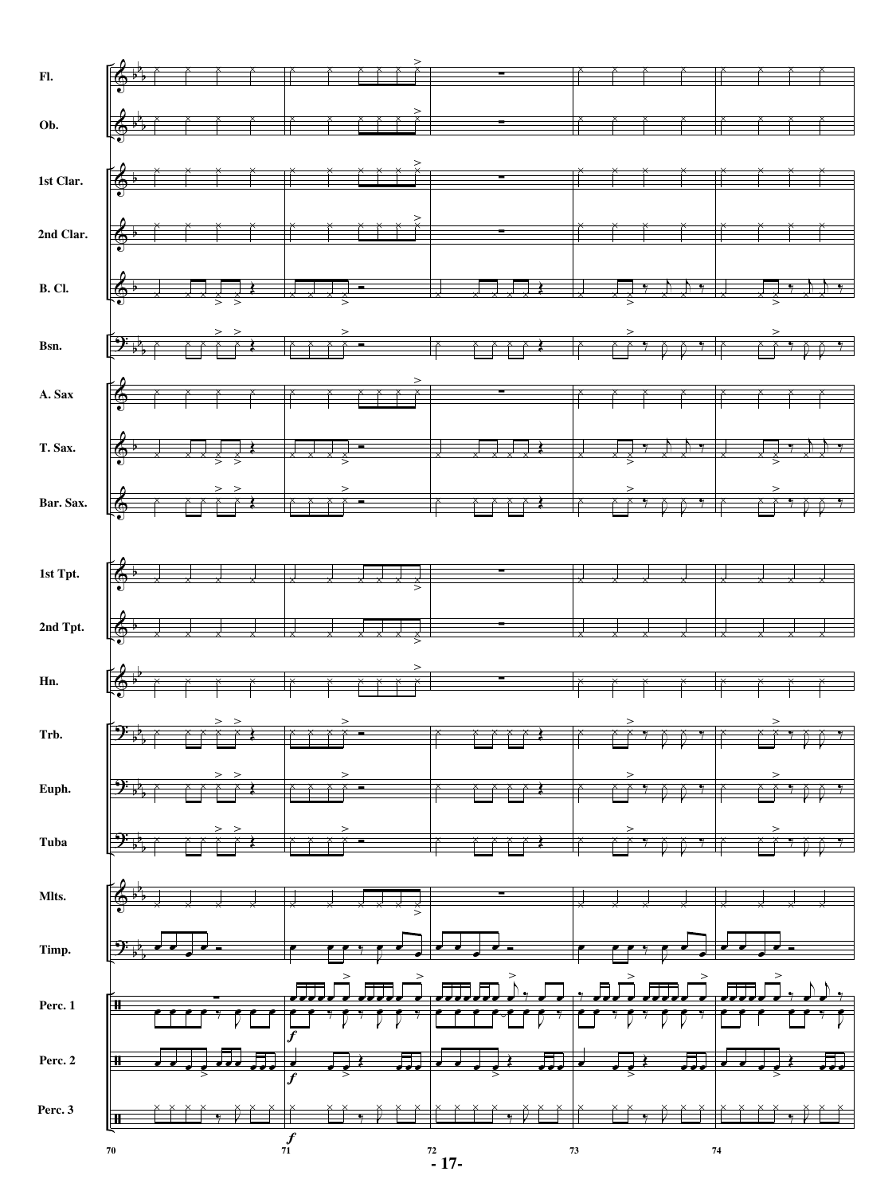Fl.

Ob.

1st Clar.

2nd Clar.

B. Cl.

Bsn.

A. Sax

T. Sax.

Bar. Sax.

1st Tpt.

2nd Tpt.

Hn.

Trb.

Euph.

Tuba

Mlts.

Timp.

Perc. 1

Perc. 2

Perc. 3

*f*

*f*

*f*

70 71 72 73 74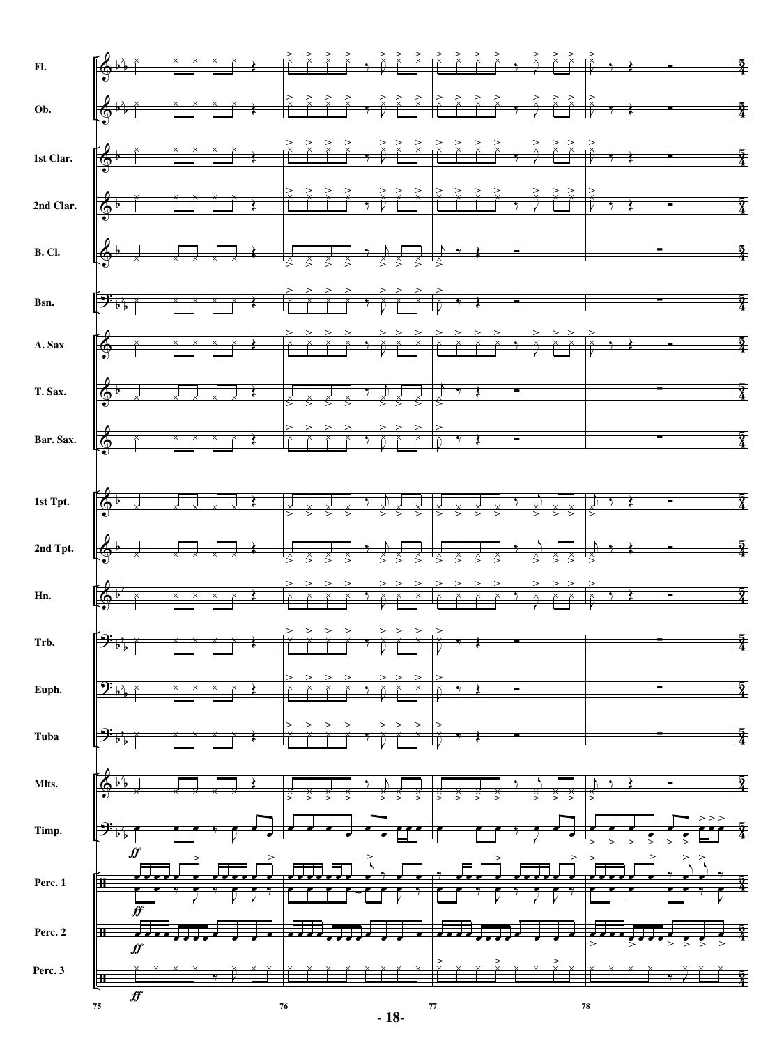Fl.

Ob.

1st Clar.

2nd Clar.

B. Cl.

Bsn.

A. Sax

T. Sax.

Bar. Sax.

1st Tpt.

2nd Tpt.

Hn.

Trb.

Euph.

Tuba

Mlts.

Timp.

Perc. 1

Perc. 2

Perc. 3

*ff*

75 76 77 78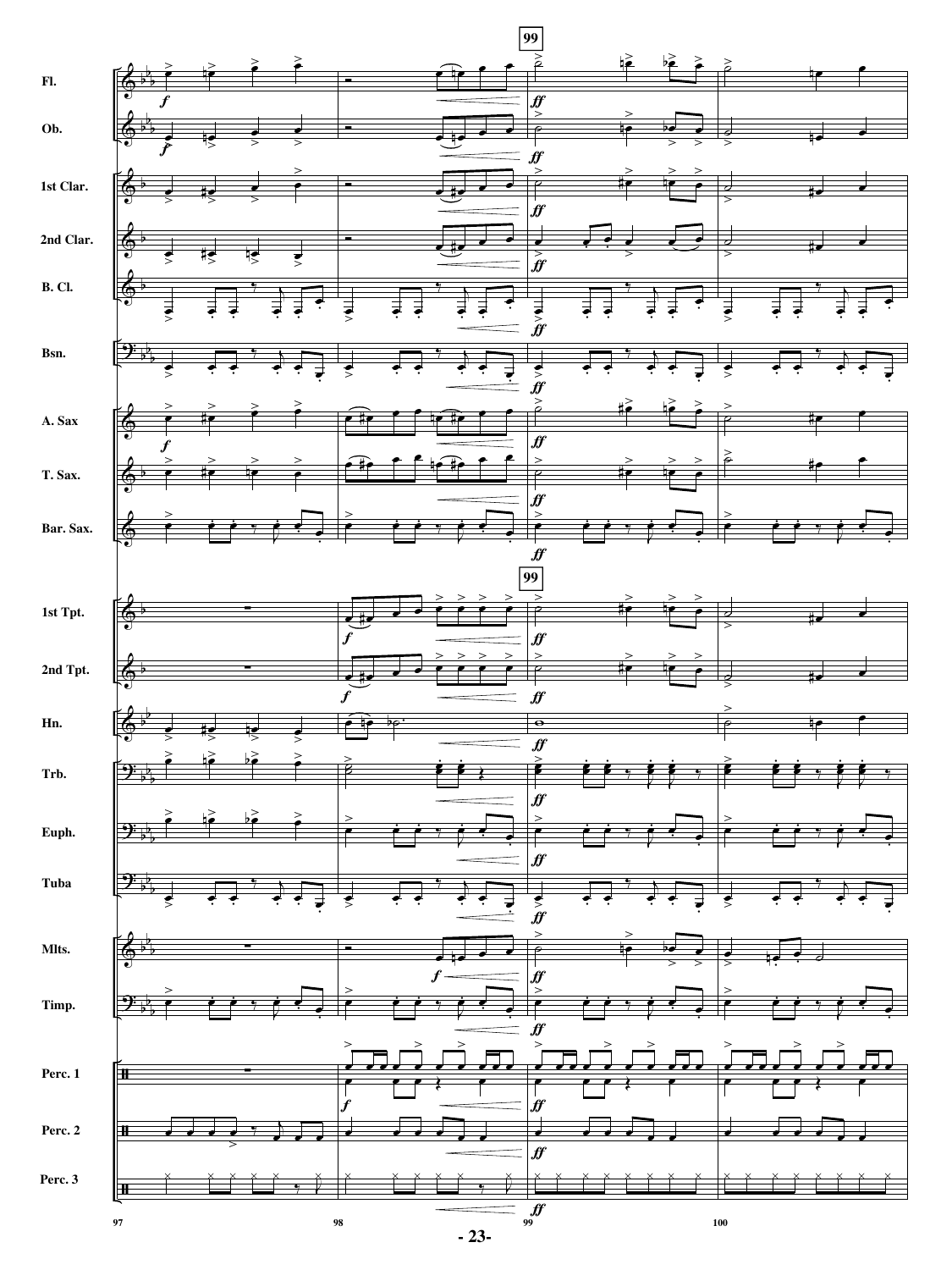Fl.

Ob.

1st Clar.

2nd Clar.

B. Cl.

Bsn.

A. Sax

T. Sax.

Bar. Sax.

1st Tpt.

2nd Tpt.

Hn.

Trb.

Euph.

Tuba

Mlts.

Timp.

Perc. 1

Perc. 2

Perc. 3

99

*f* *ff*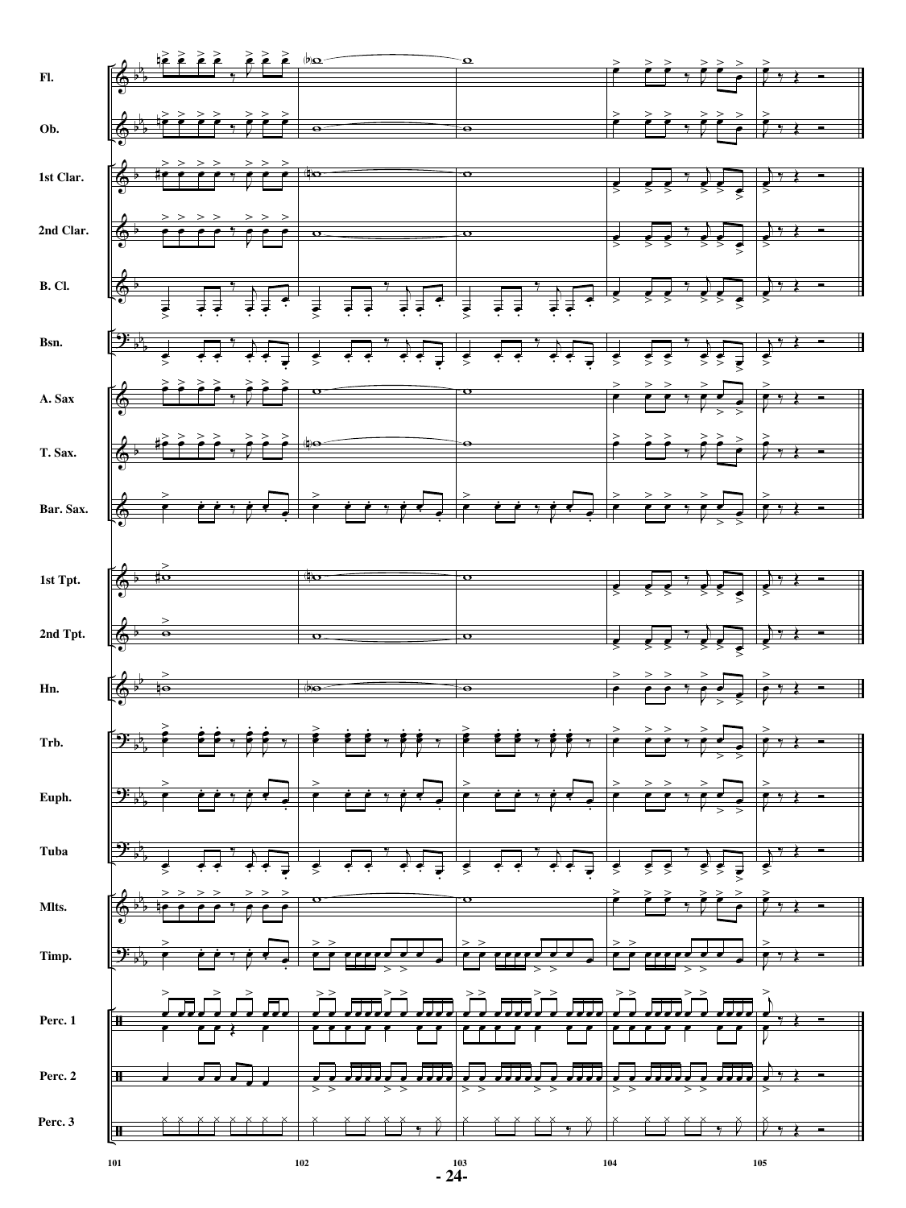Fl.

Ob.

1st Clar.

2nd Clar.

B. Cl.

Bsn.

A. Sax

T. Sax.

Bar. Sax.

1st Tpt.

2nd Tpt.

Hn.

Trb.

Euph.

Tuba

Mlts.

Timp.

Perc. 1

Perc. 2

Perc. 3

101 102 103 104 105